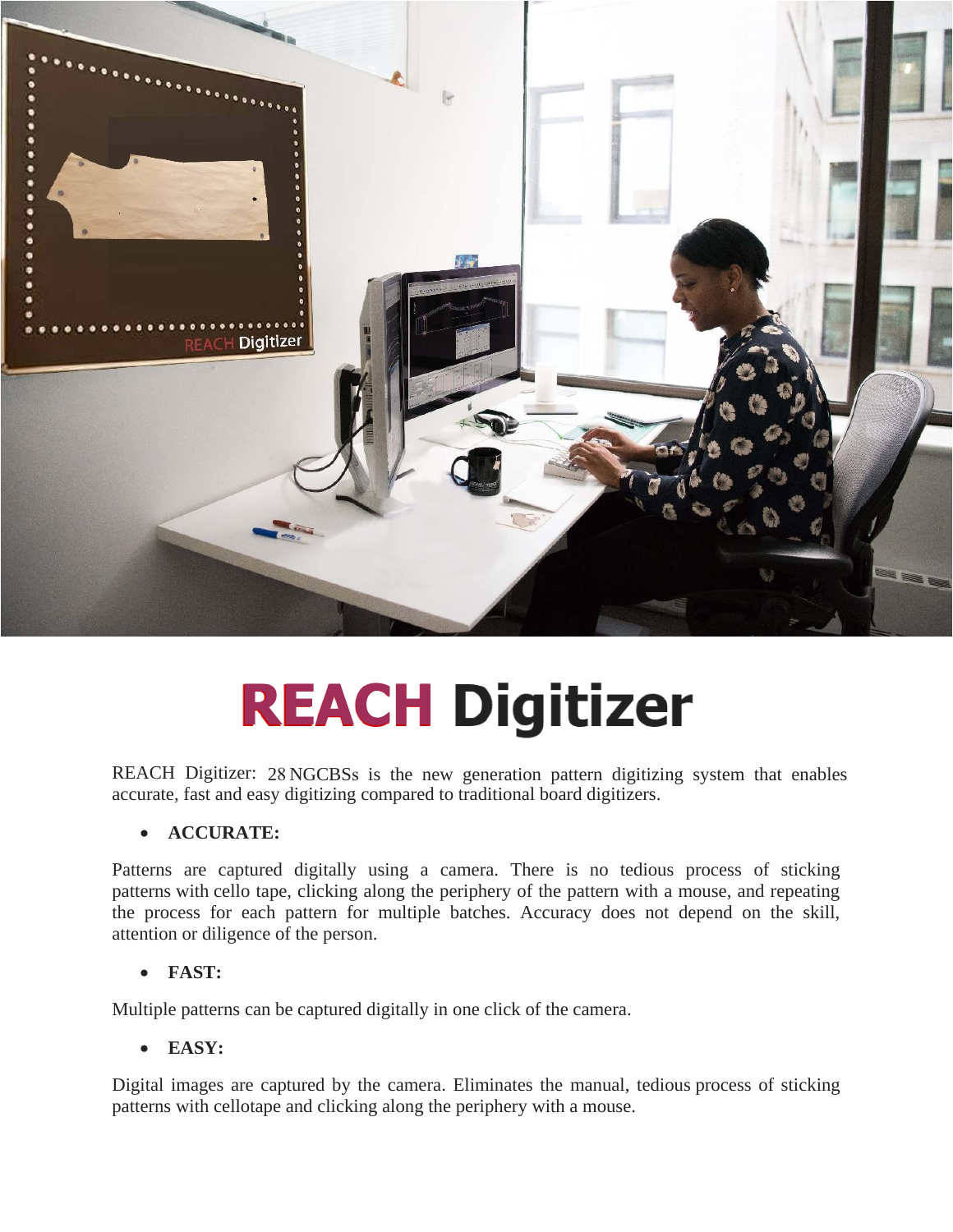# REACH Digitizer

REACH Digitizer: 28 NGCBSs is the new generation pattern digitizing system that enables accurate, fast and easy digitizing compared to traditional board digitizers.

- **ACCURATE:**

Patterns are captured digitally using a camera. There is no tedious process of sticking patterns with cello tape, clicking along the periphery of the pattern with a mouse, and repeating the process for each pattern for multiple batches. Accuracy does not depend on the skill, attention or diligence of the person.

- **FAST:**

Multiple patterns can be captured digitally in one click of the camera.

- **EASY:**

Digital images are captured by the camera. Eliminates the manual, tedious process of sticking patterns with cellotape and clicking along the periphery with a mouse.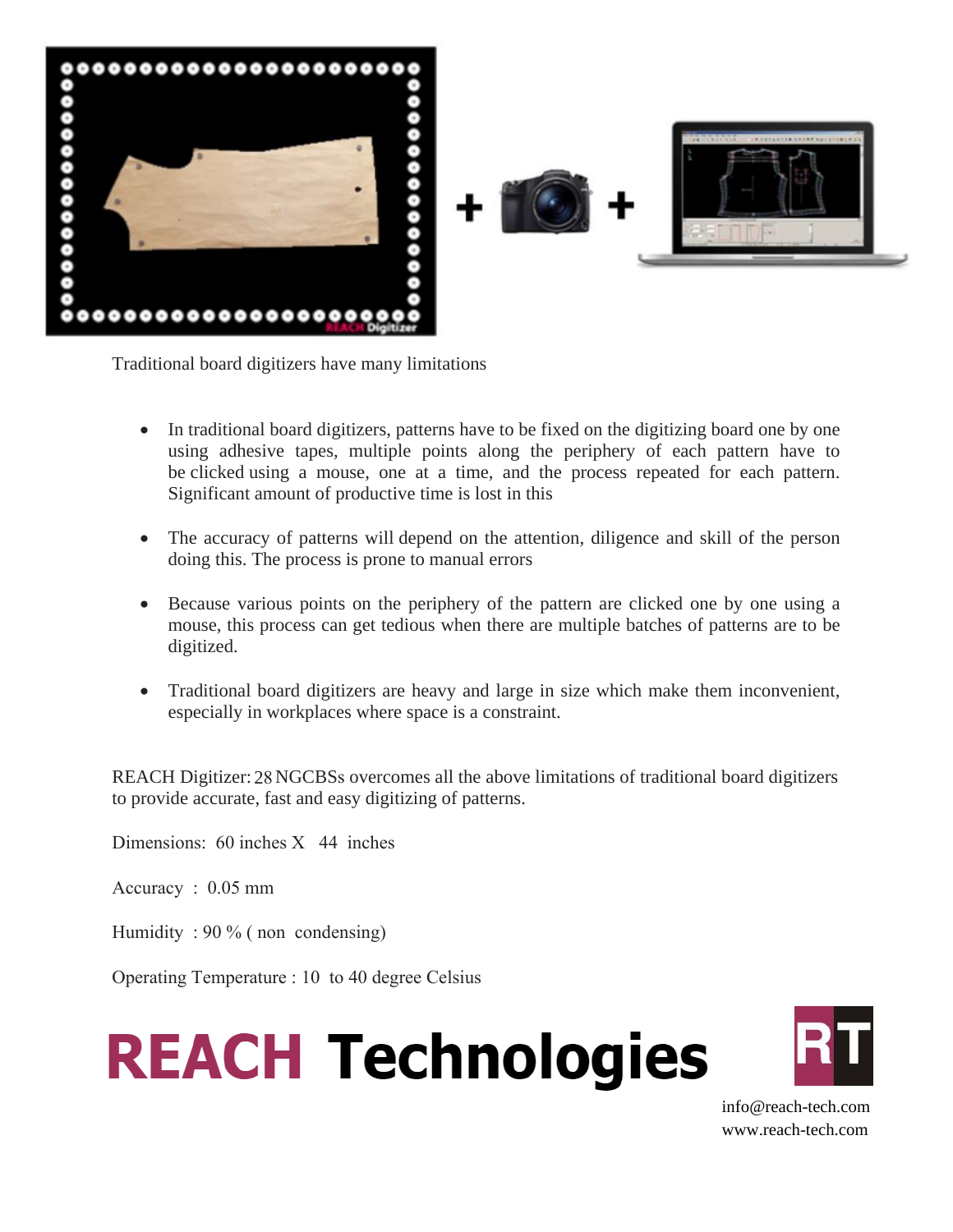Traditional board digitizers have many limitations

- In traditional board digitizers, patterns have to be fixed on the digitizing board one by one using adhesive tapes, multiple points along the periphery of each pattern have to be clicked using a mouse, one at a time, and the process repeated for each pattern. Significant amount of productive time is lost in this

- The accuracy of patterns will depend on the attention, diligence and skill of the person doing this. The process is prone to manual errors

- Because various points on the periphery of the pattern are clicked one by one using a mouse, this process can get tedious when there are multiple batches of patterns are to be digitized.

- Traditional board digitizers are heavy and large in size which make them inconvenient, especially in workplaces where space is a constraint.

REACH Digitizer: 28 NGCBSs overcomes all the above limitations of traditional board digitizers to provide accurate, fast and easy digitizing of patterns.

Dimensions: 60 inches X 44 inches

Accuracy : 0.05 mm

Humidity : 90 % ( non condensing)

Operating Temperature : 10 to 40 degree Celsius

**REACH Technologies**

info@reach-tech.com
www.reach-tech.com